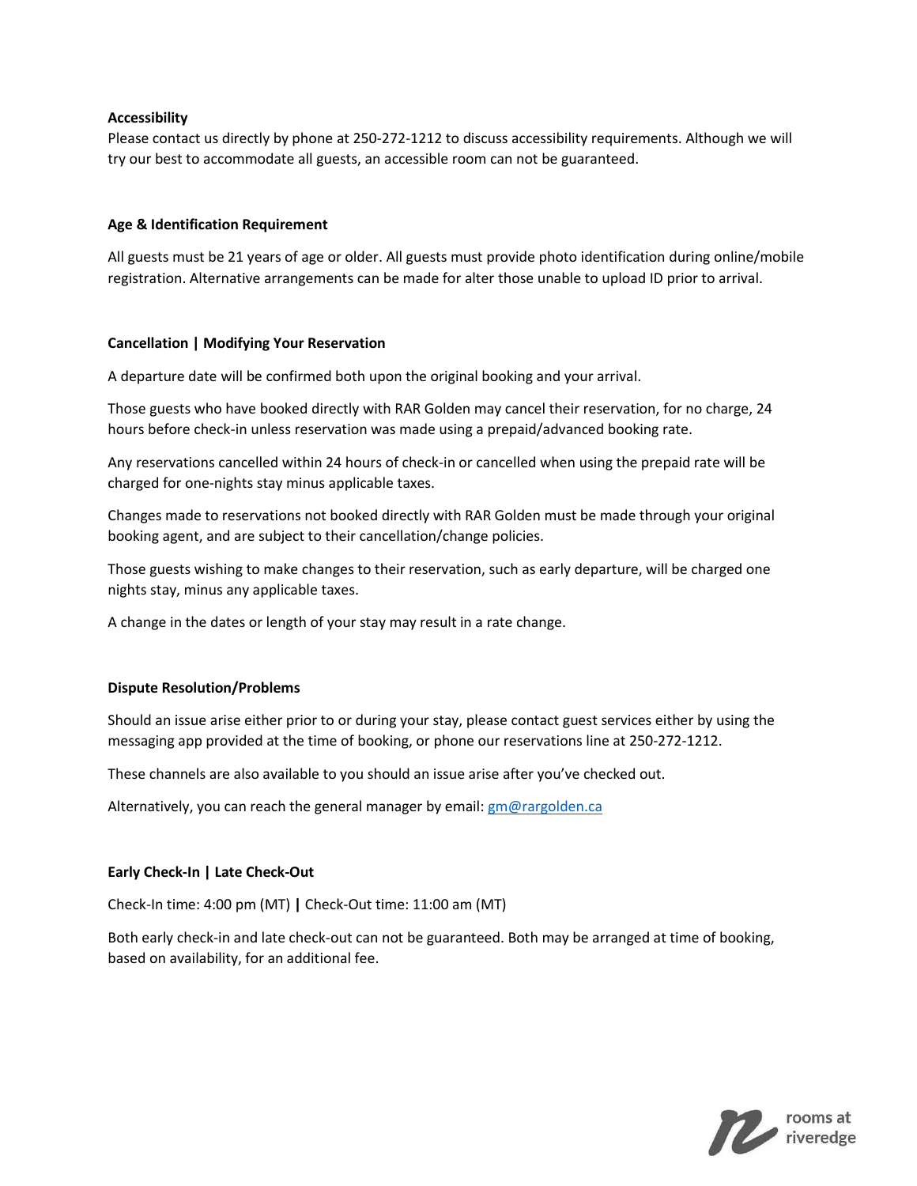**Accessibility**

Please contact us directly by phone at 250-272-1212 to discuss accessibility requirements. Although we will try our best to accommodate all guests, an accessible room can not be guaranteed.

**Age & Identification Requirement**

All guests must be 21 years of age or older. All guests must provide photo identification during online/mobile registration. Alternative arrangements can be made for alter those unable to upload ID prior to arrival.

**Cancellation | Modifying Your Reservation**

A departure date will be confirmed both upon the original booking and your arrival.

Those guests who have booked directly with RAR Golden may cancel their reservation, for no charge, 24 hours before check-in unless reservation was made using a prepaid/advanced booking rate.

Any reservations cancelled within 24 hours of check-in or cancelled when using the prepaid rate will be charged for one-nights stay minus applicable taxes.

Changes made to reservations not booked directly with RAR Golden must be made through your original booking agent, and are subject to their cancellation/change policies.

Those guests wishing to make changes to their reservation, such as early departure, will be charged one nights stay, minus any applicable taxes.

A change in the dates or length of your stay may result in a rate change.

**Dispute Resolution/Problems**

Should an issue arise either prior to or during your stay, please contact guest services either by using the messaging app provided at the time of booking, or phone our reservations line at 250-272-1212.

These channels are also available to you should an issue arise after you've checked out.

Alternatively, you can reach the general manager by email: gm@rargolden.ca

**Early Check-In | Late Check-Out**

Check-In time: 4:00 pm (MT) **|** Check-Out time: 11:00 am (MT)

Both early check-in and late check-out can not be guaranteed. Both may be arranged at time of booking, based on availability, for an additional fee.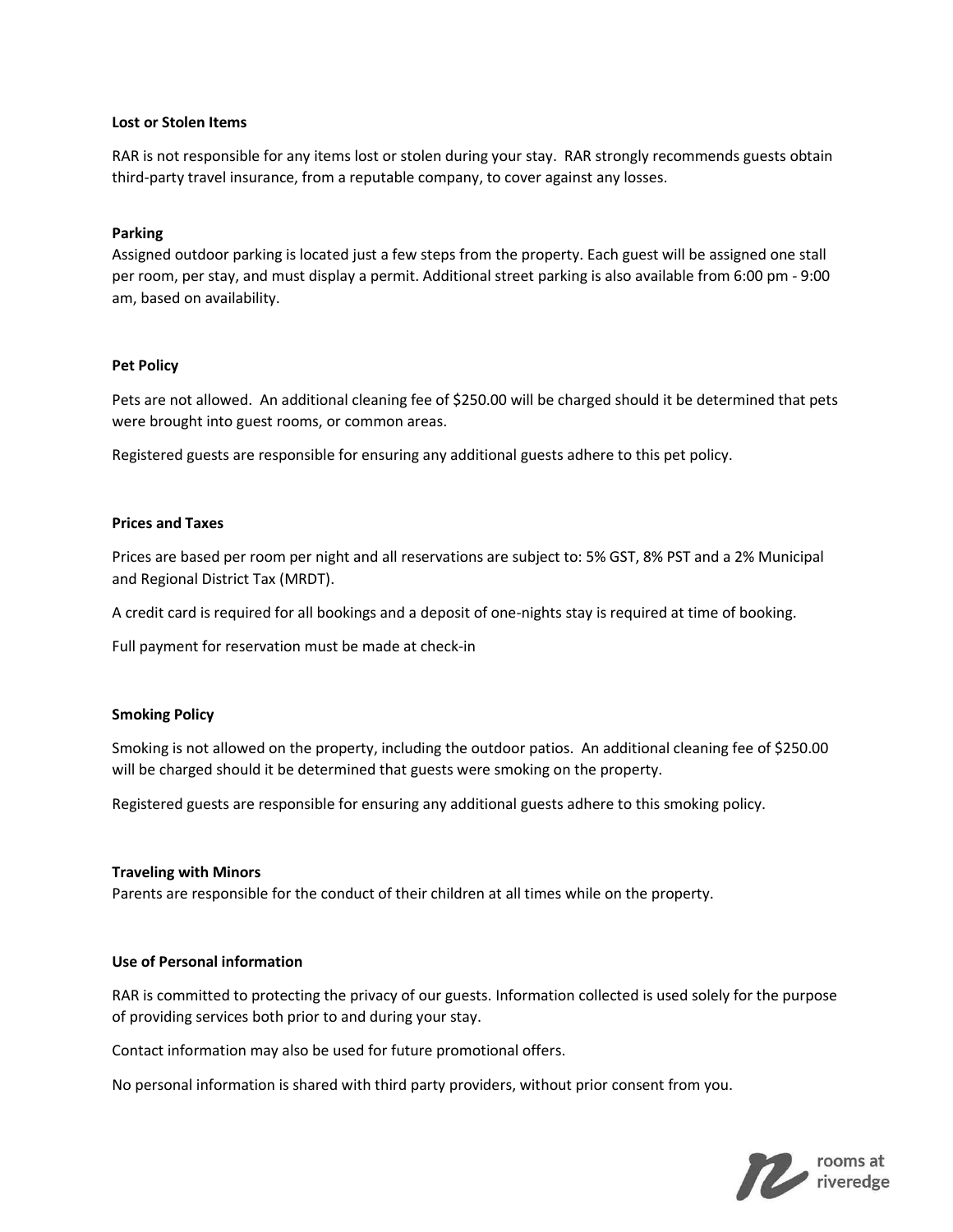**Lost or Stolen Items**

RAR is not responsible for any items lost or stolen during your stay. RAR strongly recommends guests obtain third-party travel insurance, from a reputable company, to cover against any losses.

**Parking**

Assigned outdoor parking is located just a few steps from the property. Each guest will be assigned one stall per room, per stay, and must display a permit. Additional street parking is also available from 6:00 pm - 9:00 am, based on availability.

**Pet Policy**

Pets are not allowed. An additional cleaning fee of $250.00 will be charged should it be determined that pets were brought into guest rooms, or common areas.

Registered guests are responsible for ensuring any additional guests adhere to this pet policy.

**Prices and Taxes**

Prices are based per room per night and all reservations are subject to: 5% GST, 8% PST and a 2% Municipal and Regional District Tax (MRDT).

A credit card is required for all bookings and a deposit of one-nights stay is required at time of booking.

Full payment for reservation must be made at check-in

**Smoking Policy**

Smoking is not allowed on the property, including the outdoor patios. An additional cleaning fee of $250.00 will be charged should it be determined that guests were smoking on the property.

Registered guests are responsible for ensuring any additional guests adhere to this smoking policy.

**Traveling with Minors**

Parents are responsible for the conduct of their children at all times while on the property.

**Use of Personal information**

RAR is committed to protecting the privacy of our guests. Information collected is used solely for the purpose of providing services both prior to and during your stay.

Contact information may also be used for future promotional offers.

No personal information is shared with third party providers, without prior consent from you.

rooms at riveredge